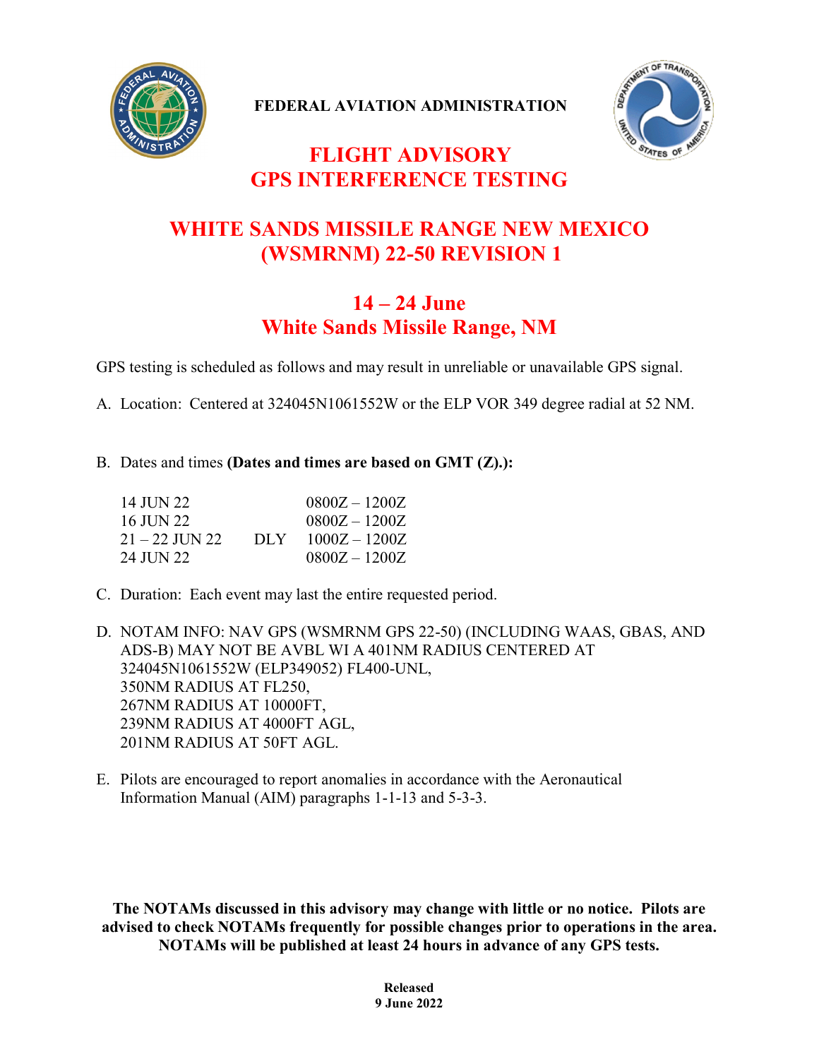FEDERAL AVIATION ADMINISTRATION

# FLIGHT ADVISORY
# GPS INTERFERENCE TESTING

## WHITE SANDS MISSILE RANGE NEW MEXICO (WSMRNM) 22-50 REVISION 1

## 14 – 24 June
## White Sands Missile Range, NM

GPS testing is scheduled as follows and may result in unreliable or unavailable GPS signal.

A. Location: Centered at 324045N1061552W or the ELP VOR 349 degree radial at 52 NM.

B. Dates and times **(Dates and times are based on GMT (Z).):**

| | | |
|---|---|---|
| 14 JUN 22 | | 0800Z – 1200Z |
| 16 JUN 22 | | 0800Z – 1200Z |
| 21 – 22 JUN 22 | DLY | 1000Z – 1200Z |
| 24 JUN 22 | | 0800Z – 1200Z |

C. Duration: Each event may last the entire requested period.

D. NOTAM INFO: NAV GPS (WSMRNM GPS 22-50) (INCLUDING WAAS, GBAS, AND ADS-B) MAY NOT BE AVBL WI A 401NM RADIUS CENTERED AT 324045N1061552W (ELP349052) FL400-UNL,
350NM RADIUS AT FL250,
267NM RADIUS AT 10000FT,
239NM RADIUS AT 4000FT AGL,
201NM RADIUS AT 50FT AGL.

E. Pilots are encouraged to report anomalies in accordance with the Aeronautical Information Manual (AIM) paragraphs 1-1-13 and 5-3-3.

**The NOTAMs discussed in this advisory may change with little or no notice. Pilots are advised to check NOTAMs frequently for possible changes prior to operations in the area. NOTAMs will be published at least 24 hours in advance of any GPS tests.**

**Released**
**9 June 2022**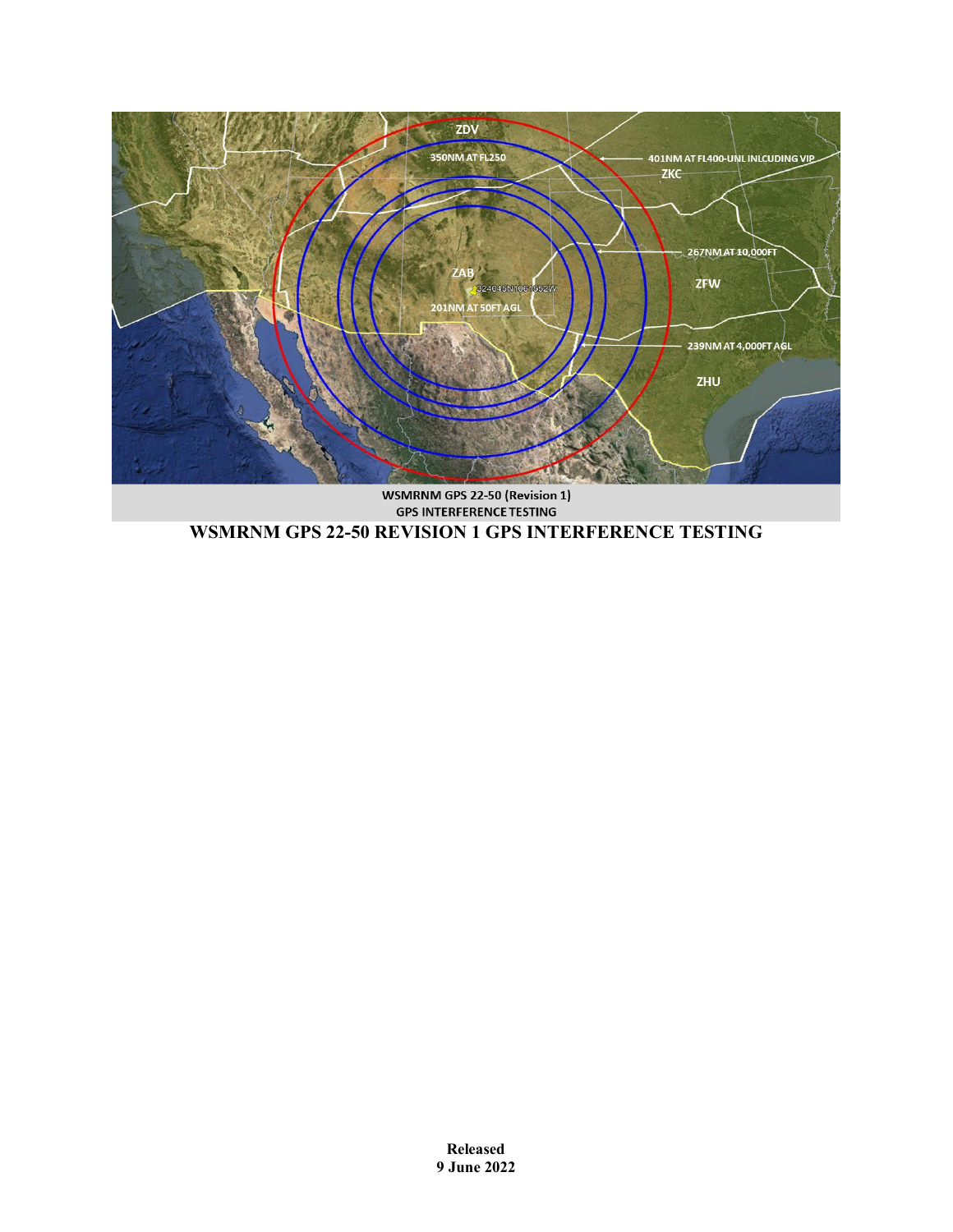ZDV

350NM AT FL250

401NM AT FL400-UNL INLCUDING VIP

ZKC

267NM AT 10,000FT

ZAB

324045N1061552W

ZFW

201NM AT 50FT AGL

239NM AT 4,000FT AGL

ZHU

WSMRNM GPS 22-50 (Revision 1)
GPS INTERFERENCE TESTING

**WSMRNM GPS 22-50 REVISION 1 GPS INTERFERENCE TESTING**

**Released**
**9 June 2022**